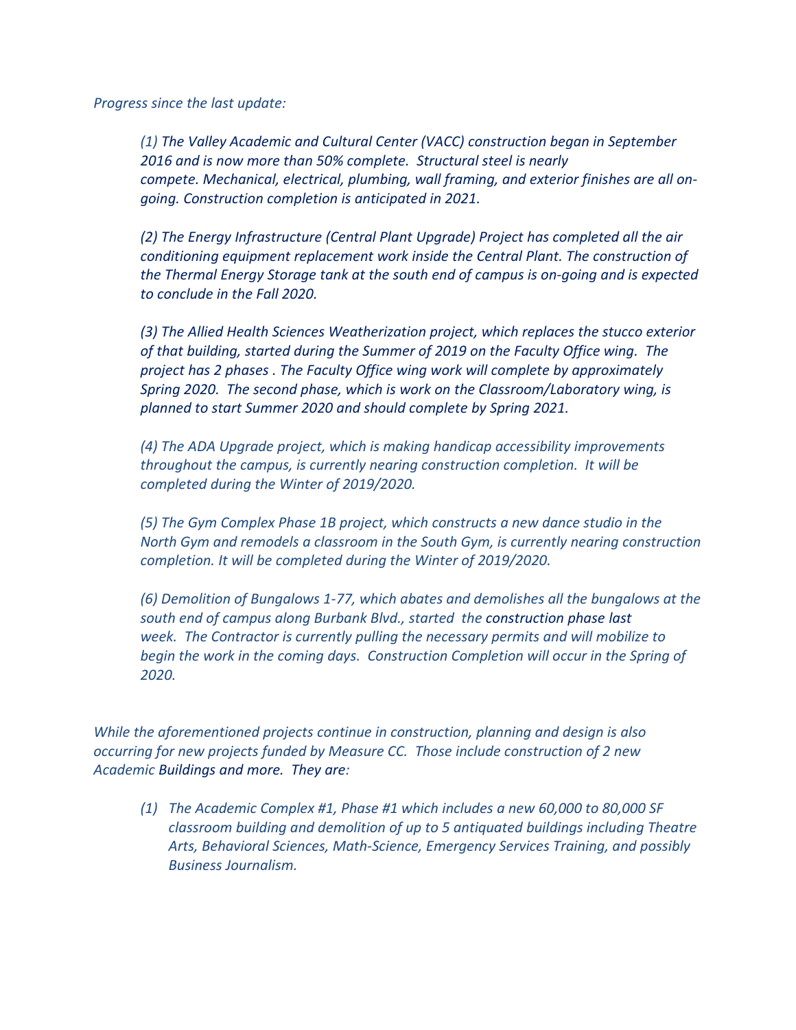*Progress since the last update:*

*(1) The Valley Academic and Cultural Center (VACC) construction began in September 2016 and is now more than 50% complete. Structural steel is nearly compete. Mechanical, electrical, plumbing, wall framing, and exterior finishes are all on-going. Construction completion is anticipated in 2021.*

*(2) The Energy Infrastructure (Central Plant Upgrade) Project has completed all the air conditioning equipment replacement work inside the Central Plant. The construction of the Thermal Energy Storage tank at the south end of campus is on-going and is expected to conclude in the Fall 2020.*

*(3) The Allied Health Sciences Weatherization project, which replaces the stucco exterior of that building, started during the Summer of 2019 on the Faculty Office wing. The project has 2 phases . The Faculty Office wing work will complete by approximately Spring 2020. The second phase, which is work on the Classroom/Laboratory wing, is planned to start Summer 2020 and should complete by Spring 2021.*

*(4) The ADA Upgrade project, which is making handicap accessibility improvements throughout the campus, is currently nearing construction completion. It will be completed during the Winter of 2019/2020.*

*(5) The Gym Complex Phase 1B project, which constructs a new dance studio in the North Gym and remodels a classroom in the South Gym, is currently nearing construction completion. It will be completed during the Winter of 2019/2020.*

*(6) Demolition of Bungalows 1-77, which abates and demolishes all the bungalows at the south end of campus along Burbank Blvd., started the construction phase last week. The Contractor is currently pulling the necessary permits and will mobilize to begin the work in the coming days. Construction Completion will occur in the Spring of 2020.*

*While the aforementioned projects continue in construction, planning and design is also occurring for new projects funded by Measure CC. Those include construction of 2 new Academic Buildings and more. They are:*

1. *The Academic Complex #1, Phase #1 which includes a new 60,000 to 80,000 SF classroom building and demolition of up to 5 antiquated buildings including Theatre Arts, Behavioral Sciences, Math-Science, Emergency Services Training, and possibly Business Journalism.*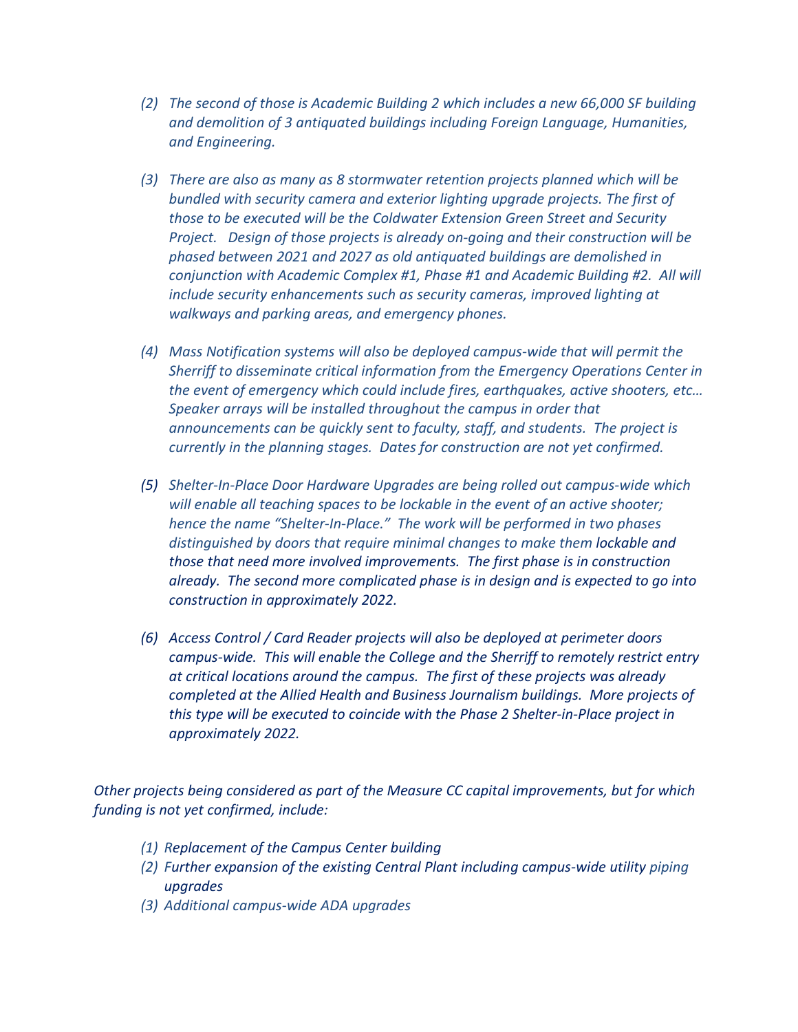*(2) The second of those is Academic Building 2 which includes a new 66,000 SF building and demolition of 3 antiquated buildings including Foreign Language, Humanities, and Engineering.*

*(3) There are also as many as 8 stormwater retention projects planned which will be bundled with security camera and exterior lighting upgrade projects. The first of those to be executed will be the Coldwater Extension Green Street and Security Project. Design of those projects is already on-going and their construction will be phased between 2021 and 2027 as old antiquated buildings are demolished in conjunction with Academic Complex #1, Phase #1 and Academic Building #2. All will include security enhancements such as security cameras, improved lighting at walkways and parking areas, and emergency phones.*

*(4) Mass Notification systems will also be deployed campus-wide that will permit the Sherriff to disseminate critical information from the Emergency Operations Center in the event of emergency which could include fires, earthquakes, active shooters, etc… Speaker arrays will be installed throughout the campus in order that announcements can be quickly sent to faculty, staff, and students. The project is currently in the planning stages. Dates for construction are not yet confirmed.*

*(5) Shelter-In-Place Door Hardware Upgrades are being rolled out campus-wide which will enable all teaching spaces to be lockable in the event of an active shooter; hence the name "Shelter-In-Place." The work will be performed in two phases distinguished by doors that require minimal changes to make them lockable and those that need more involved improvements. The first phase is in construction already. The second more complicated phase is in design and is expected to go into construction in approximately 2022.*

*(6) Access Control / Card Reader projects will also be deployed at perimeter doors campus-wide. This will enable the College and the Sherriff to remotely restrict entry at critical locations around the campus. The first of these projects was already completed at the Allied Health and Business Journalism buildings. More projects of this type will be executed to coincide with the Phase 2 Shelter-in-Place project in approximately 2022.*

*Other projects being considered as part of the Measure CC capital improvements, but for which funding is not yet confirmed, include:*

*(1) Replacement of the Campus Center building*
*(2) Further expansion of the existing Central Plant including campus-wide utility piping upgrades*
*(3) Additional campus-wide ADA upgrades*